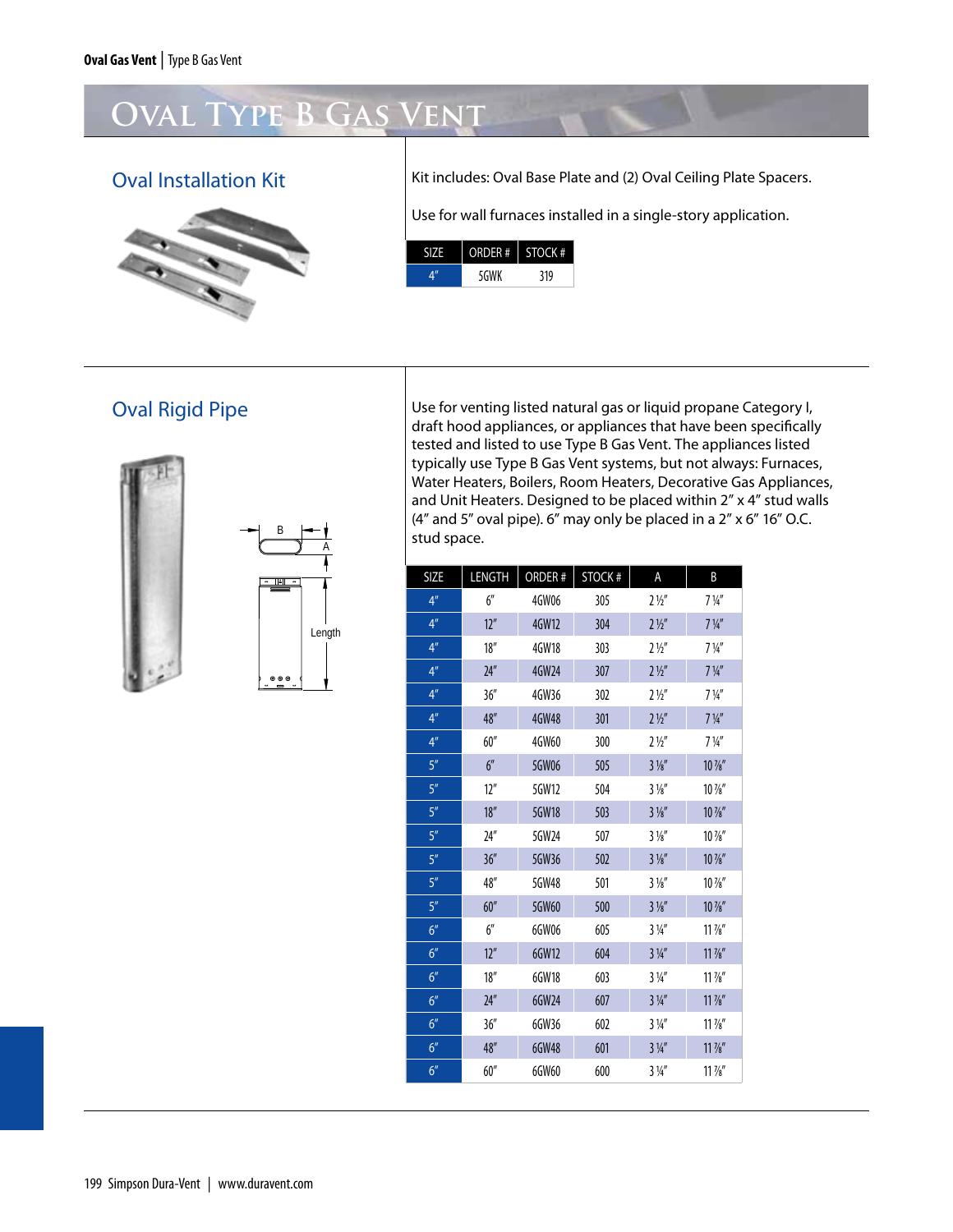# Oval Type B Gas Vent

## Oval Installation Kit

Kit includes: Oval Base Plate and (2) Oval Ceiling Plate Spacers.

Use for wall furnaces installed in a single-story application.

| SIZE | ORDER # | STOCK # |
|---|---|---|
| 4″ | 5GWK | 319 |

## Oval Rigid Pipe

B

A

Length

Use for venting listed natural gas or liquid propane Category I, draft hood appliances, or appliances that have been specifically tested and listed to use Type B Gas Vent. The appliances listed typically use Type B Gas Vent systems, but not always: Furnaces, Water Heaters, Boilers, Room Heaters, Decorative Gas Appliances, and Unit Heaters. Designed to be placed within 2″ x 4″ stud walls (4″ and 5″ oval pipe). 6″ may only be placed in a 2″ x 6″ 16″ O.C. stud space.

| SIZE | LENGTH | ORDER # | STOCK # | A | B |
|---|---|---|---|---|---|
| 4″ | 6″ | 4GW06 | 305 | 2 ½″ | 7 ¼″ |
| 4″ | 12″ | 4GW12 | 304 | 2 ½″ | 7 ¼″ |
| 4″ | 18″ | 4GW18 | 303 | 2 ½″ | 7 ¼″ |
| 4″ | 24″ | 4GW24 | 307 | 2 ½″ | 7 ¼″ |
| 4″ | 36″ | 4GW36 | 302 | 2 ½″ | 7 ¼″ |
| 4″ | 48″ | 4GW48 | 301 | 2 ½″ | 7 ¼″ |
| 4″ | 60″ | 4GW60 | 300 | 2 ½″ | 7 ¼″ |
| 5″ | 6″ | 5GW06 | 505 | 3 ⅛″ | 10 ⅞″ |
| 5″ | 12″ | 5GW12 | 504 | 3 ⅛″ | 10 ⅞″ |
| 5″ | 18″ | 5GW18 | 503 | 3 ⅛″ | 10 ⅞″ |
| 5″ | 24″ | 5GW24 | 507 | 3 ⅛″ | 10 ⅞″ |
| 5″ | 36″ | 5GW36 | 502 | 3 ⅛″ | 10 ⅞″ |
| 5″ | 48″ | 5GW48 | 501 | 3 ⅛″ | 10 ⅞″ |
| 5″ | 60″ | 5GW60 | 500 | 3 ⅛″ | 10 ⅞″ |
| 6″ | 6″ | 6GW06 | 605 | 3 ¼″ | 11 ⅞″ |
| 6″ | 12″ | 6GW12 | 604 | 3 ¼″ | 11 ⅞″ |
| 6″ | 18″ | 6GW18 | 603 | 3 ¼″ | 11 ⅞″ |
| 6″ | 24″ | 6GW24 | 607 | 3 ¼″ | 11 ⅞″ |
| 6″ | 36″ | 6GW36 | 602 | 3 ¼″ | 11 ⅞″ |
| 6″ | 48″ | 6GW48 | 601 | 3 ¼″ | 11 ⅞″ |
| 6″ | 60″ | 6GW60 | 600 | 3 ¼″ | 11 ⅞″ |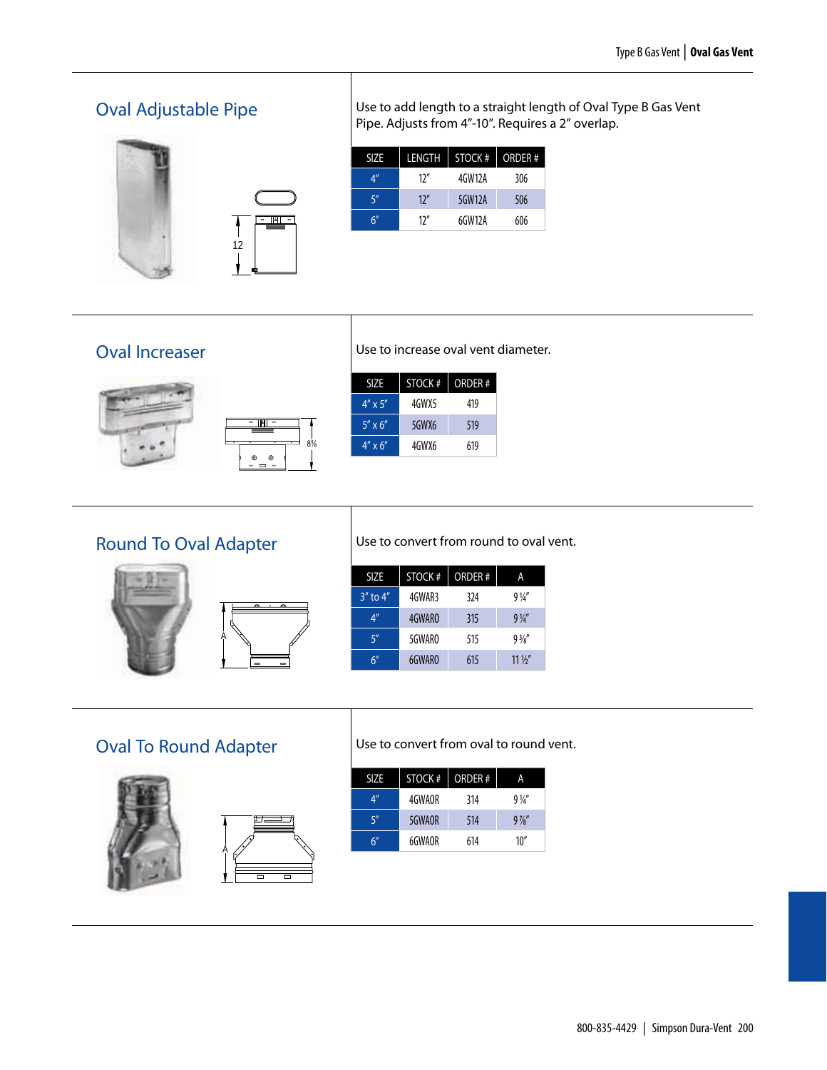## Oval Adjustable Pipe

Use to add length to a straight length of Oval Type B Gas Vent Pipe. Adjusts from 4"-10". Requires a 2" overlap.

| SIZE | LENGTH | STOCK # | ORDER # |
|---|---|---|---|
| 4" | 12" | 4GW12A | 306 |
| 5" | 12" | 5GW12A | 506 |
| 6" | 12" | 6GW12A | 606 |

## Oval Increaser

Use to increase oval vent diameter.

| SIZE | STOCK # | ORDER # |
|---|---|---|
| 4" x 5" | 4GWX5 | 419 |
| 5" x 6" | 5GWX6 | 519 |
| 4" x 6" | 4GWX6 | 619 |

## Round To Oval Adapter

Use to convert from round to oval vent.

| SIZE | STOCK # | ORDER # | A |
|---|---|---|---|
| 3" to 4" | 4GWAR3 | 324 | 9 ¼" |
| 4" | 4GWARO | 315 | 9 ¼" |
| 5" | 5GWARO | 515 | 9 ⅜" |
| 6" | 6GWARO | 615 | 11 ½" |

## Oval To Round Adapter

Use to convert from oval to round vent.

| SIZE | STOCK # | ORDER # | A |
|---|---|---|---|
| 4" | 4GWAOR | 314 | 9 ¼" |
| 5" | 5GWAOR | 514 | 9 ⅞" |
| 6" | 6GWAOR | 614 | 10" |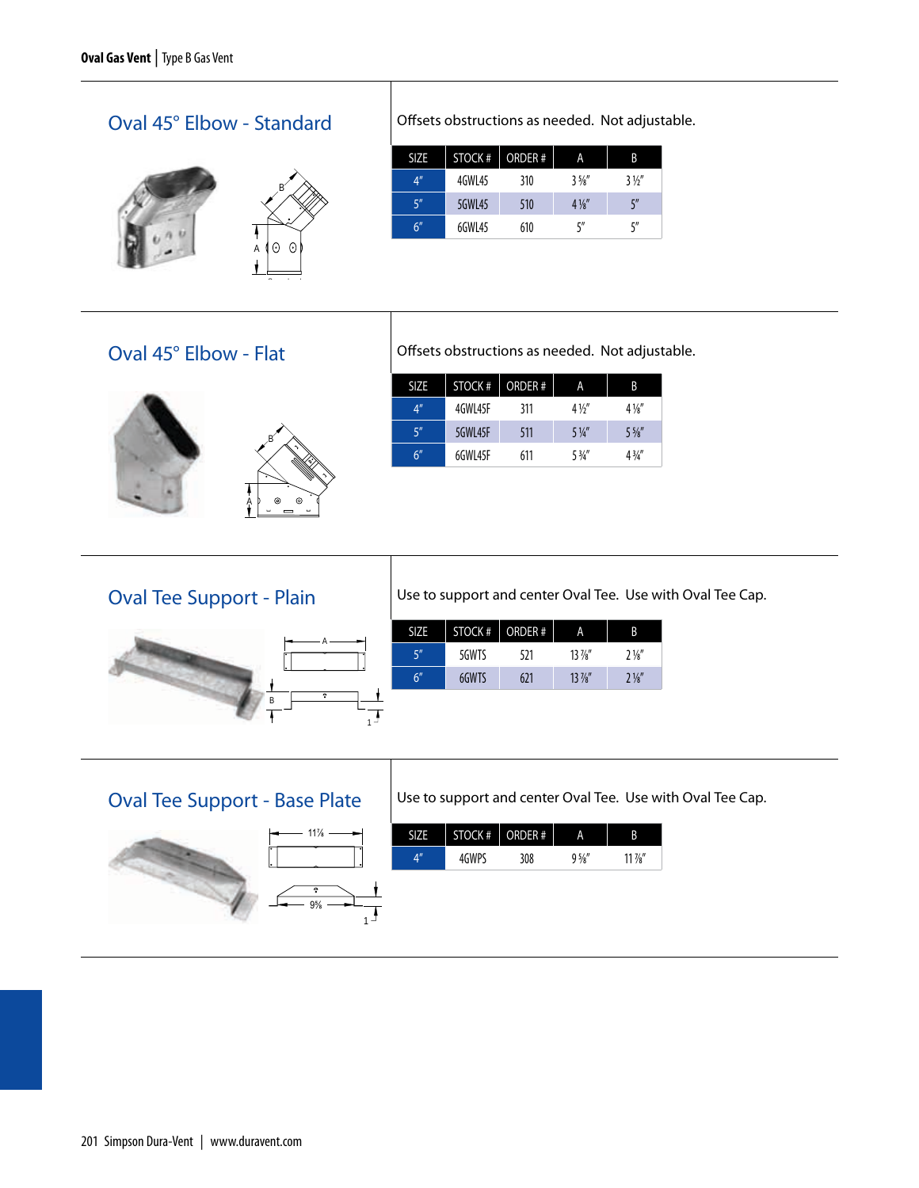## Oval 45° Elbow - Standard

Offsets obstructions as needed. Not adjustable.

| SIZE | STOCK # | ORDER # | A | B |
|---|---|---|---|---|
| 4" | 4GWL45 | 310 | 3 ⅝" | 3 ½" |
| 5" | 5GWL45 | 510 | 4 ⅛" | 5" |
| 6" | 6GWL45 | 610 | 5" | 5" |

## Oval 45° Elbow - Flat

Offsets obstructions as needed. Not adjustable.

| SIZE | STOCK # | ORDER # | A | B |
|---|---|---|---|---|
| 4" | 4GWL45F | 311 | 4 ½" | 4 ⅛" |
| 5" | 5GWL45F | 511 | 5 ¼" | 5 ⅝" |
| 6" | 6GWL45F | 611 | 5 ¾" | 4 ¾" |

## Oval Tee Support - Plain

Use to support and center Oval Tee. Use with Oval Tee Cap.

| SIZE | STOCK # | ORDER # | A | B |
|---|---|---|---|---|
| 5" | 5GWTS | 521 | 13 ⅞" | 2 ⅛" |
| 6" | 6GWTS | 621 | 13 ⅞" | 2 ⅛" |

## Oval Tee Support - Base Plate

Use to support and center Oval Tee. Use with Oval Tee Cap.

| SIZE | STOCK # | ORDER # | A | B |
|---|---|---|---|---|
| 4" | 4GWPS | 308 | 9 ⅝" | 11 ⅞" |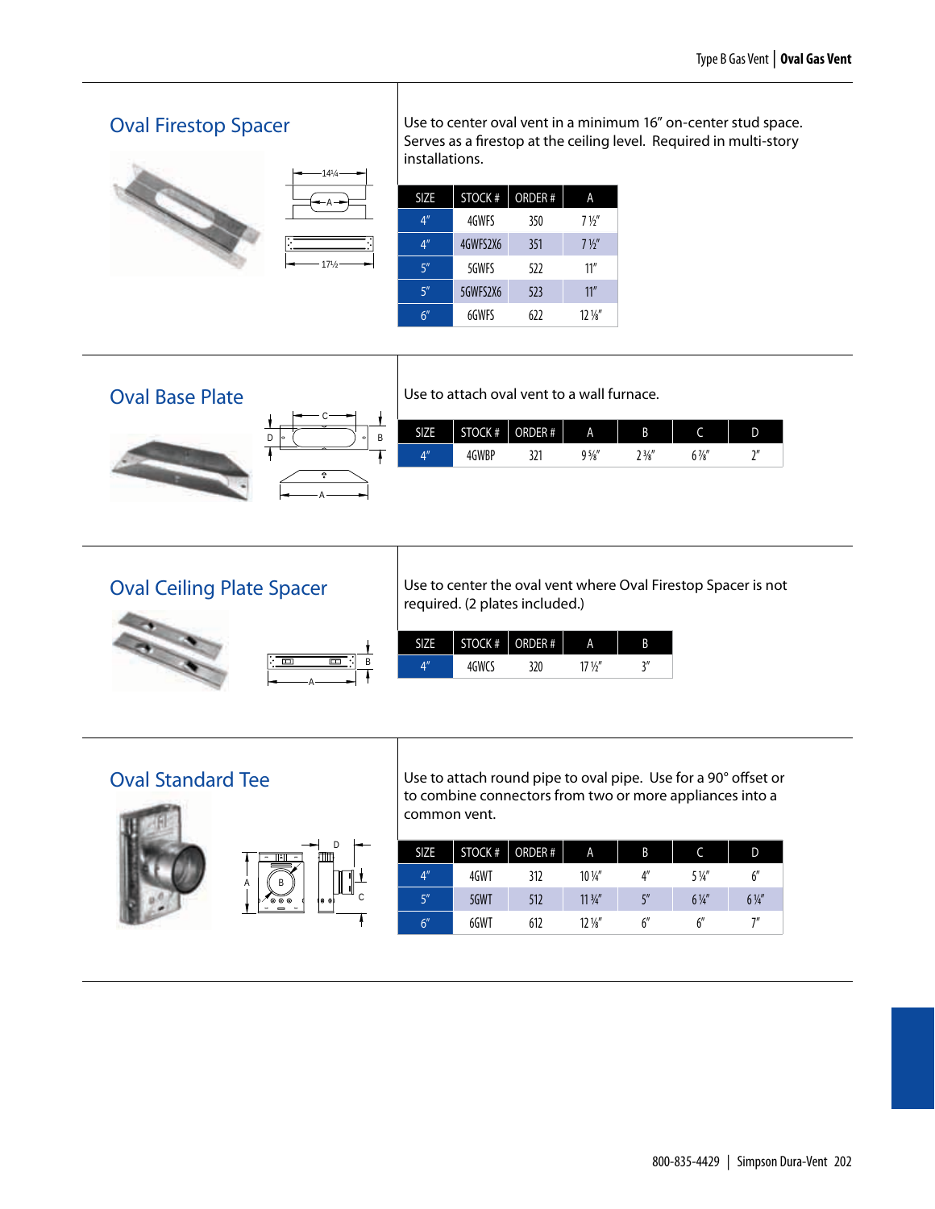## Oval Firestop Spacer

Use to center oval vent in a minimum 16" on-center stud space. Serves as a firestop at the ceiling level. Required in multi-story installations.

| SIZE | STOCK # | ORDER # | A |
|---|---|---|---|
| 4" | 4GWFS | 350 | 7 ½" |
| 4" | 4GWFS2X6 | 351 | 7 ½" |
| 5" | 5GWFS | 522 | 11" |
| 5" | 5GWFS2X6 | 523 | 11" |
| 6" | 6GWFS | 622 | 12 ⅛" |

## Oval Base Plate

Use to attach oval vent to a wall furnace.

| SIZE | STOCK # | ORDER # | A | B | C | D |
|---|---|---|---|---|---|---|
| 4" | 4GWBP | 321 | 9 ⅝" | 2 ⅜" | 6 ⅞" | 2" |

## Oval Ceiling Plate Spacer

Use to center the oval vent where Oval Firestop Spacer is not required. (2 plates included.)

| SIZE | STOCK # | ORDER # | A | B |
|---|---|---|---|---|
| 4" | 4GWCS | 320 | 17 ½" | 3" |

## Oval Standard Tee

Use to attach round pipe to oval pipe. Use for a 90° offset or to combine connectors from two or more appliances into a common vent.

| SIZE | STOCK # | ORDER # | A | B | C | D |
|---|---|---|---|---|---|---|
| 4" | 4GWT | 312 | 10 ¼" | 4" | 5 ¼" | 6" |
| 5" | 5GWT | 512 | 11 ¾" | 5" | 6 ¼" | 6 ¼" |
| 6" | 6GWT | 612 | 12 ⅛" | 6" | 6" | 7" |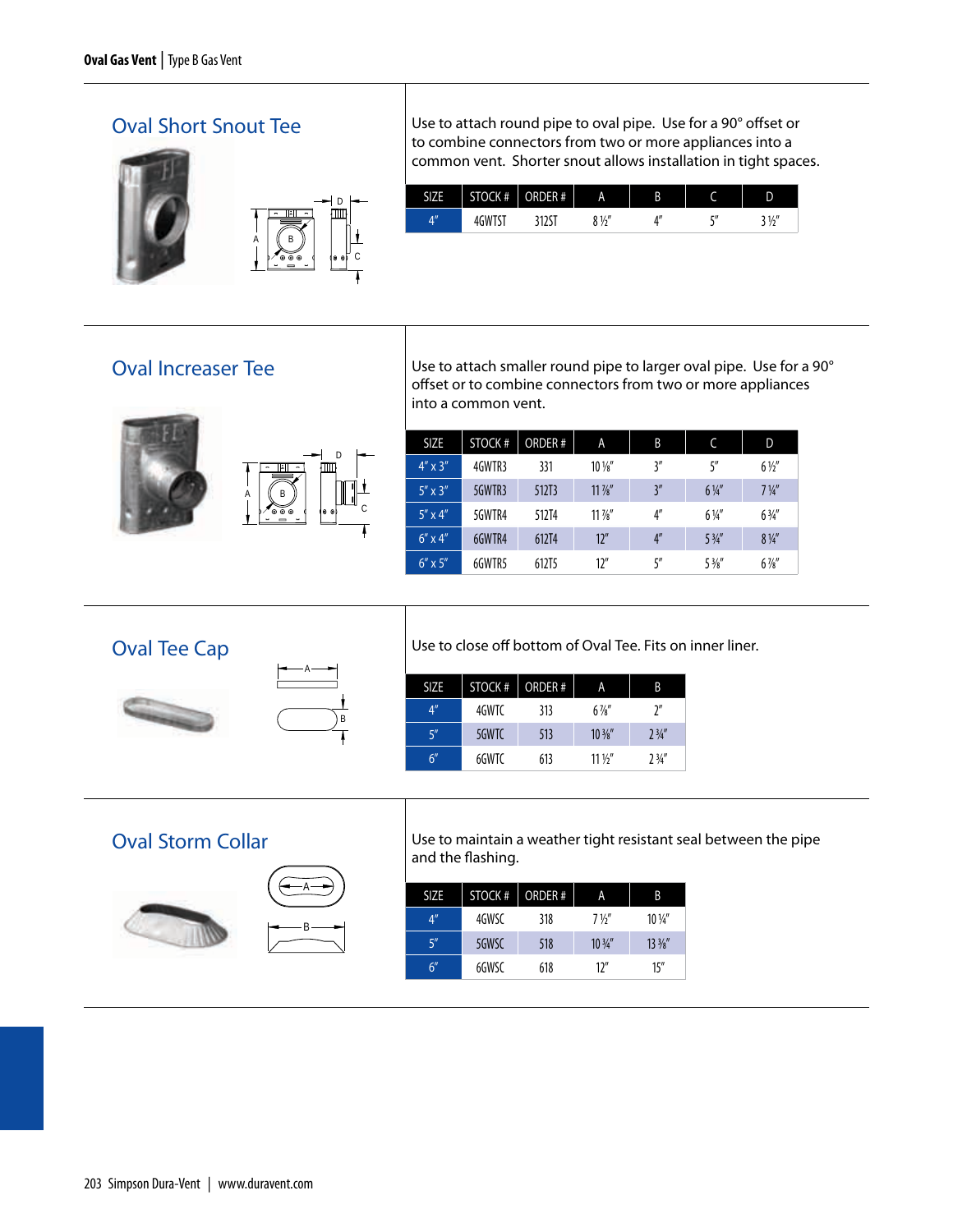## Oval Short Snout Tee

Use to attach round pipe to oval pipe. Use for a 90° offset or to combine connectors from two or more appliances into a common vent. Shorter snout allows installation in tight spaces.

| SIZE | STOCK # | ORDER # | A | B | C | D |
|---|---|---|---|---|---|---|
| 4" | 4GWTST | 312ST | 8 ½" | 4" | 5" | 3 ½" |

## Oval Increaser Tee

Use to attach smaller round pipe to larger oval pipe. Use for a 90° offset or to combine connectors from two or more appliances into a common vent.

| SIZE | STOCK # | ORDER # | A | B | C | D |
|---|---|---|---|---|---|---|
| 4" x 3" | 4GWTR3 | 331 | 10 ⅛" | 3" | 5" | 6 ½" |
| 5" x 3" | 5GWTR3 | 512T3 | 11 ⅞" | 3" | 6 ¼" | 7 ¼" |
| 5" x 4" | 5GWTR4 | 512T4 | 11 ⅞" | 4" | 6 ¼" | 6 ¾" |
| 6" x 4" | 6GWTR4 | 612T4 | 12" | 4" | 5 ¾" | 8 ¾" |
| 6" x 5" | 6GWTR5 | 612T5 | 12" | 5" | 5 ⅜" | 6 ⅞" |

## Oval Tee Cap

Use to close off bottom of Oval Tee. Fits on inner liner.

| SIZE | STOCK # | ORDER # | A | B |
|---|---|---|---|---|
| 4" | 4GWTC | 313 | 6 ⅞" | 2" |
| 5" | 5GWTC | 513 | 10 ⅜" | 2 ¾" |
| 6" | 6GWTC | 613 | 11 ½" | 2 ¾" |

## Oval Storm Collar

Use to maintain a weather tight resistant seal between the pipe and the flashing.

| SIZE | STOCK # | ORDER # | A | B |
|---|---|---|---|---|
| 4" | 4GWSC | 318 | 7 ½" | 10 ¼" |
| 5" | 5GWSC | 518 | 10 ¾" | 13 ⅜" |
| 6" | 6GWSC | 618 | 12" | 15" |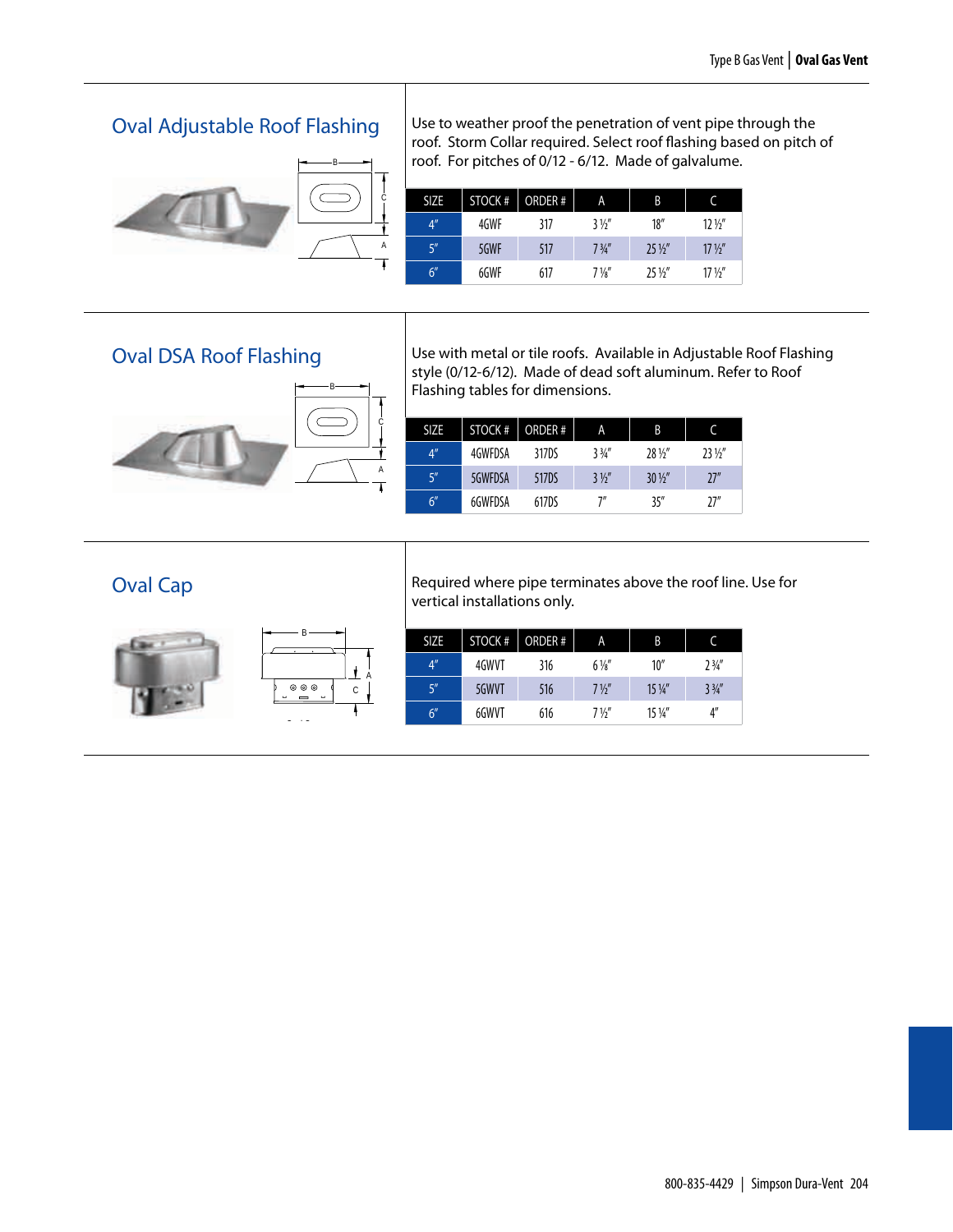## Oval Adjustable Roof Flashing

Use to weather proof the penetration of vent pipe through the roof. Storm Collar required. Select roof flashing based on pitch of roof. For pitches of 0/12 - 6/12. Made of galvalume.

| SIZE | STOCK # | ORDER # | A | B | C |
|---|---|---|---|---|---|
| 4" | 4GWF | 317 | 3 ½" | 18" | 12 ½" |
| 5" | 5GWF | 517 | 7 ¾" | 25 ½" | 17 ½" |
| 6" | 6GWF | 617 | 7 ⅛" | 25 ½" | 17 ½" |

## Oval DSA Roof Flashing

Use with metal or tile roofs. Available in Adjustable Roof Flashing style (0/12-6/12). Made of dead soft aluminum. Refer to Roof Flashing tables for dimensions.

| SIZE | STOCK # | ORDER # | A | B | C |
|---|---|---|---|---|---|
| 4" | 4GWFDSA | 317DS | 3 ¾" | 28 ½" | 23 ½" |
| 5" | 5GWFDSA | 517DS | 3 ½" | 30 ½" | 27" |
| 6" | 6GWFDSA | 617DS | 7" | 35" | 27" |

## Oval Cap

Required where pipe terminates above the roof line. Use for vertical installations only.

| SIZE | STOCK # | ORDER # | A | B | C |
|---|---|---|---|---|---|
| 4" | 4GWVT | 316 | 6 ⅛" | 10" | 2 ¾" |
| 5" | 5GWVT | 516 | 7 ½" | 15 ¼" | 3 ¾" |
| 6" | 6GWVT | 616 | 7 ½" | 15 ¼" | 4" |